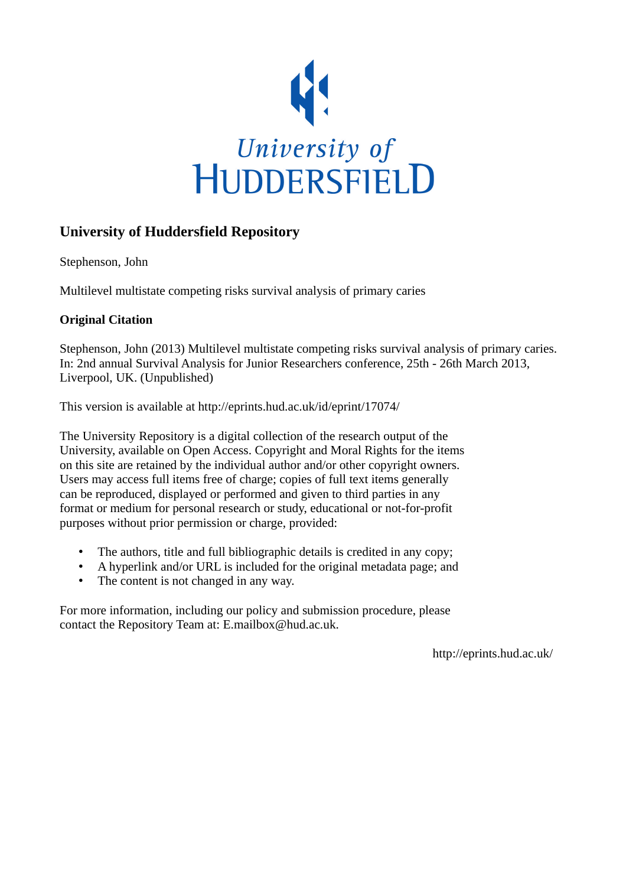University of HUDDERSFIELD

## University of Huddersfield Repository

Stephenson, John

Multilevel multistate competing risks survival analysis of primary caries

### Original Citation

Stephenson, John (2013) Multilevel multistate competing risks survival analysis of primary caries. In: 2nd annual Survival Analysis for Junior Researchers conference, 25th - 26th March 2013, Liverpool, UK. (Unpublished)

This version is available at http://eprints.hud.ac.uk/id/eprint/17074/

The University Repository is a digital collection of the research output of the University, available on Open Access. Copyright and Moral Rights for the items on this site are retained by the individual author and/or other copyright owners. Users may access full items free of charge; copies of full text items generally can be reproduced, displayed or performed and given to third parties in any format or medium for personal research or study, educational or not-for-profit purposes without prior permission or charge, provided:

- The authors, title and full bibliographic details is credited in any copy;
- A hyperlink and/or URL is included for the original metadata page; and
- The content is not changed in any way.

For more information, including our policy and submission procedure, please contact the Repository Team at: E.mailbox@hud.ac.uk.

http://eprints.hud.ac.uk/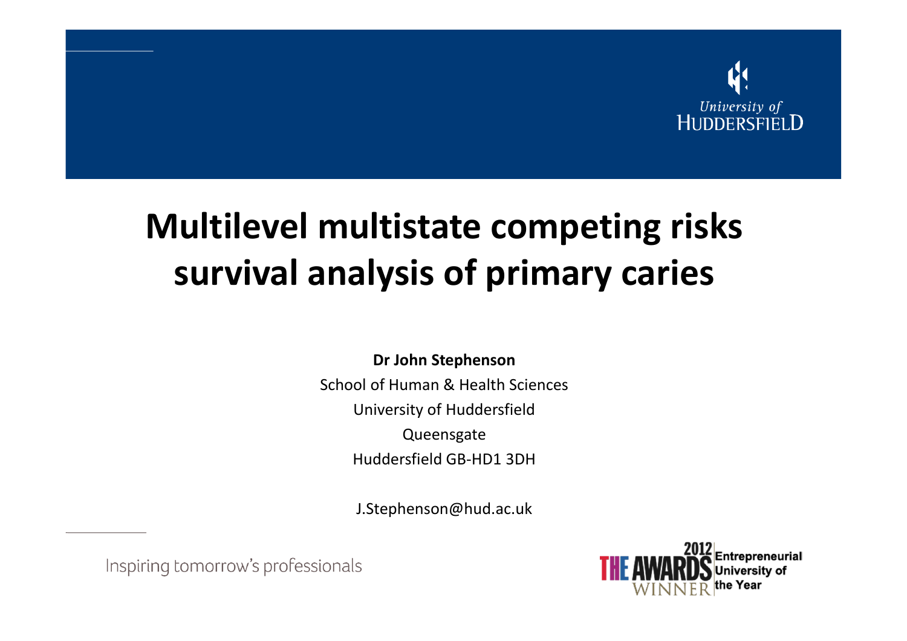# Multilevel multistate competing risks survival analysis of primary caries

**Dr John Stephenson**

School of Human & Health Sciences

University of Huddersfield

Queensgate

Huddersfield GB-HD1 3DH

J.Stephenson@hud.ac.uk

Inspiring tomorrow's professionals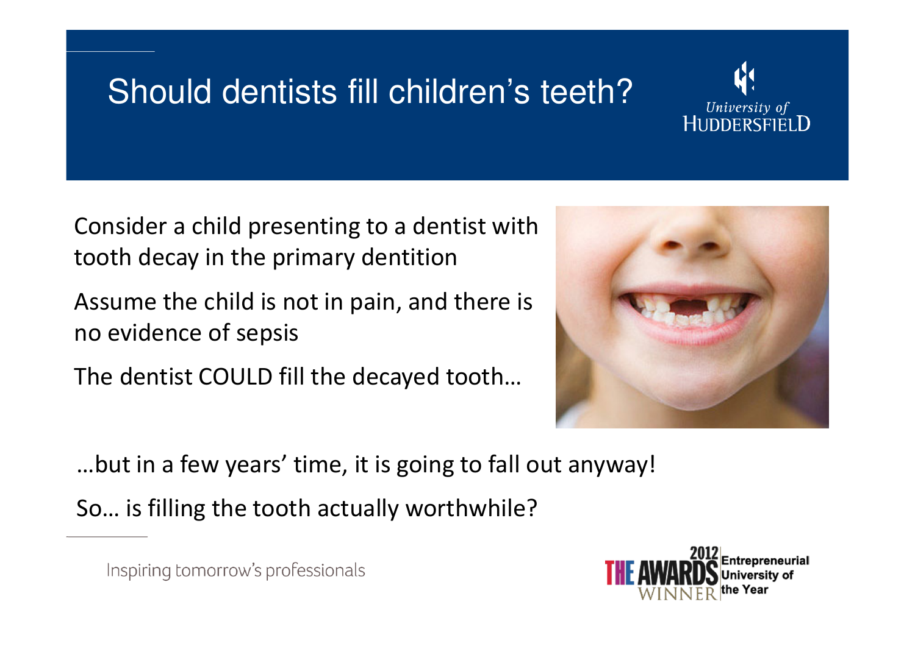# Should dentists fill children's teeth?

Consider a child presenting to a dentist with tooth decay in the primary dentition

Assume the child is not in pain, and there is no evidence of sepsis

The dentist COULD fill the decayed tooth…

…but in a few years' time, it is going to fall out anyway!

So… is filling the tooth actually worthwhile?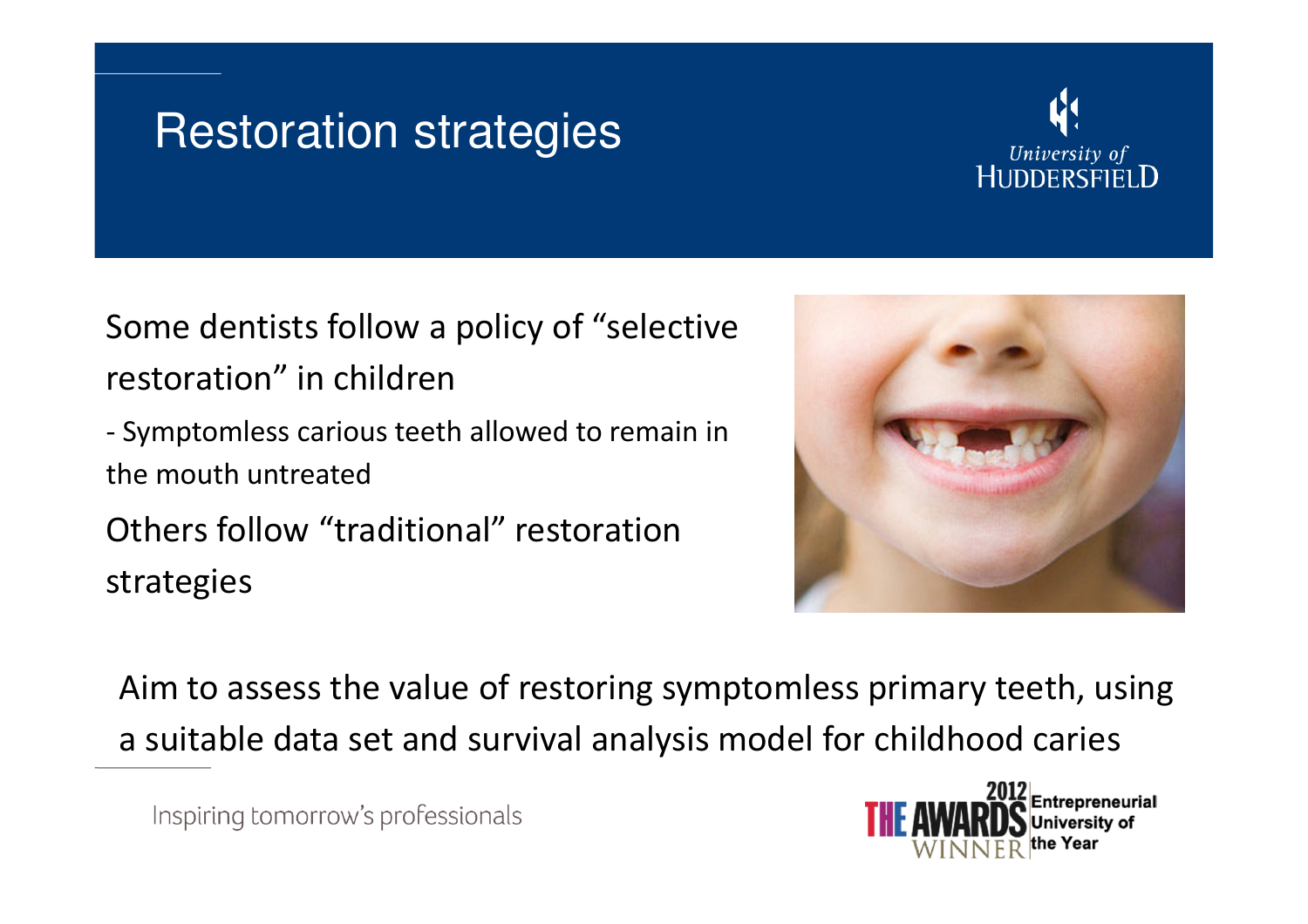# Restoration strategies

Some dentists follow a policy of "selective restoration" in children

- Symptomless carious teeth allowed to remain in the mouth untreated

Others follow "traditional" restoration strategies

Aim to assess the value of restoring symptomless primary teeth, using a suitable data set and survival analysis model for childhood caries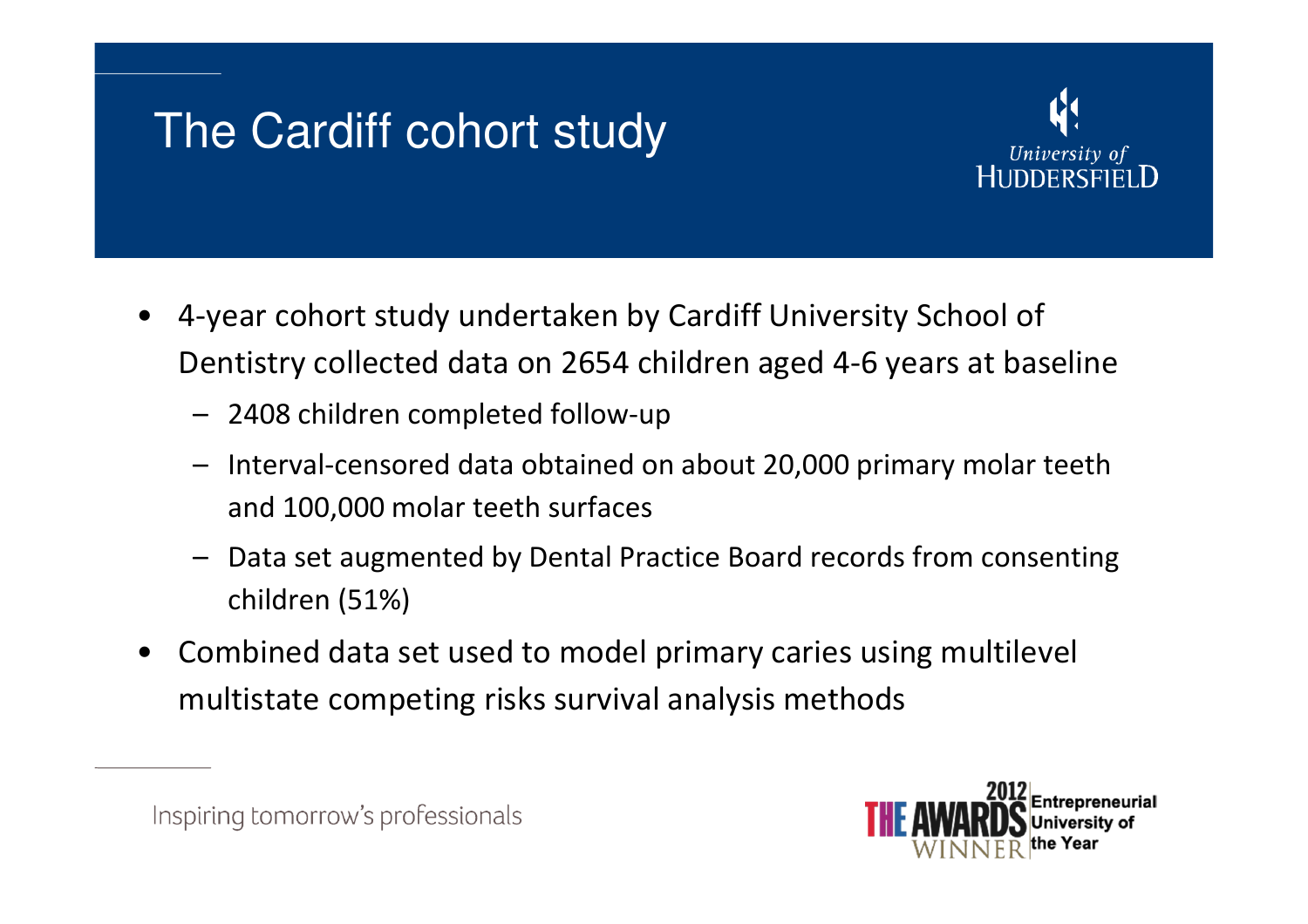# The Cardiff cohort study

- 4-year cohort study undertaken by Cardiff University School of Dentistry collected data on 2654 children aged 4-6 years at baseline
  - 2408 children completed follow-up
  - Interval-censored data obtained on about 20,000 primary molar teeth and 100,000 molar teeth surfaces
  - Data set augmented by Dental Practice Board records from consenting children (51%)
- Combined data set used to model primary caries using multilevel multistate competing risks survival analysis methods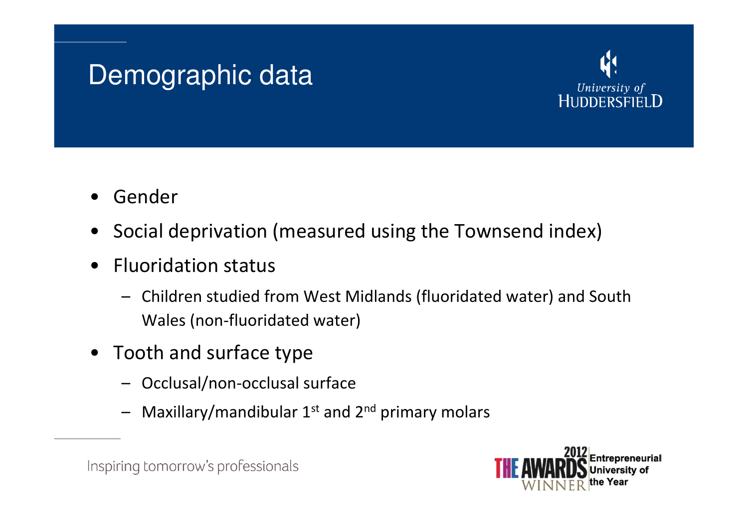# Demographic data

- Gender
- Social deprivation (measured using the Townsend index)
- Fluoridation status
  - Children studied from West Midlands (fluoridated water) and South Wales (non-fluoridated water)
- Tooth and surface type
  - Occlusal/non-occlusal surface
  - Maxillary/mandibular 1st and 2nd primary molars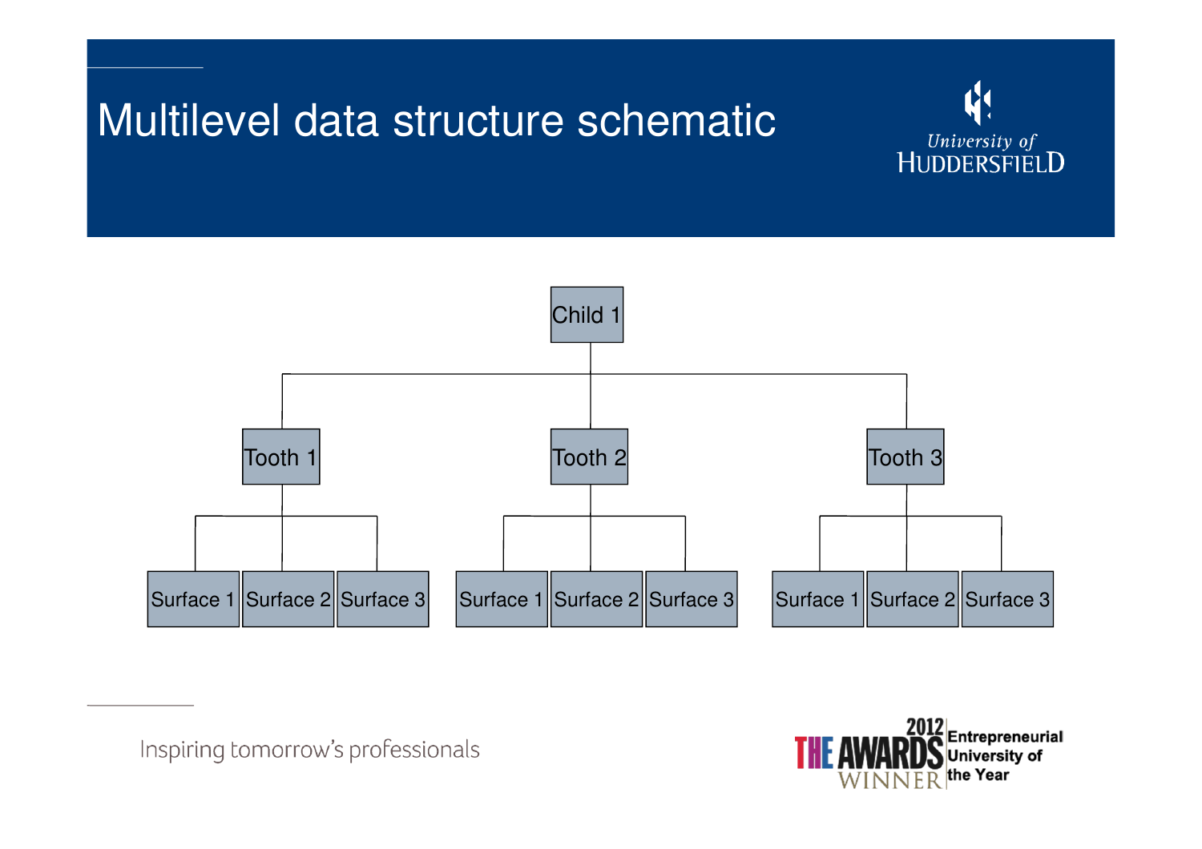# Multilevel data structure schematic

- Child 1
  - Tooth 1
    - Surface 1
    - Surface 2
    - Surface 3
  - Tooth 2
    - Surface 1
    - Surface 2
    - Surface 3
  - Tooth 3
    - Surface 1
    - Surface 2
    - Surface 3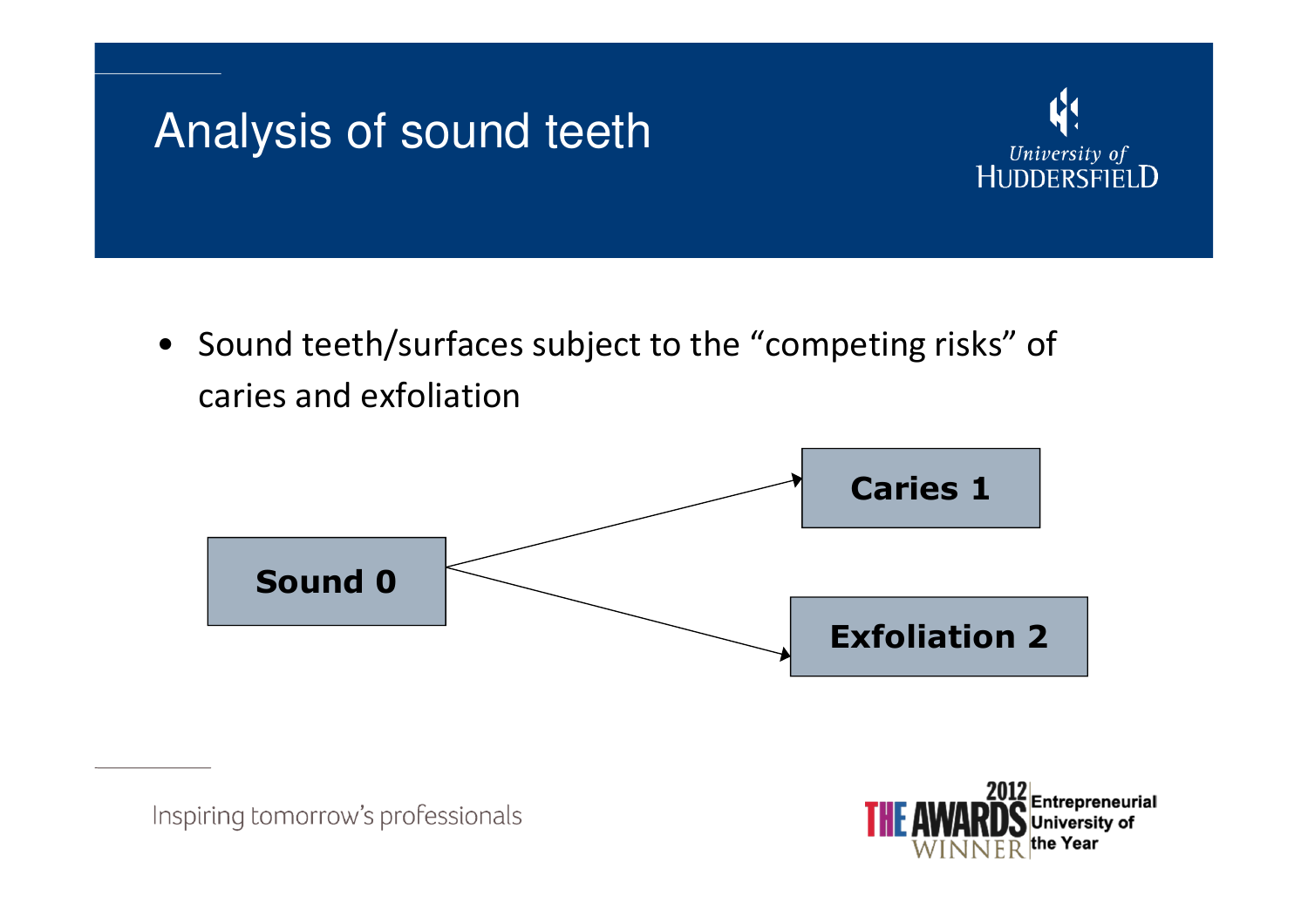# Analysis of sound teeth

- Sound teeth/surfaces subject to the "competing risks" of caries and exfoliation

Sound 0 → Caries 1

Sound 0 → Exfoliation 2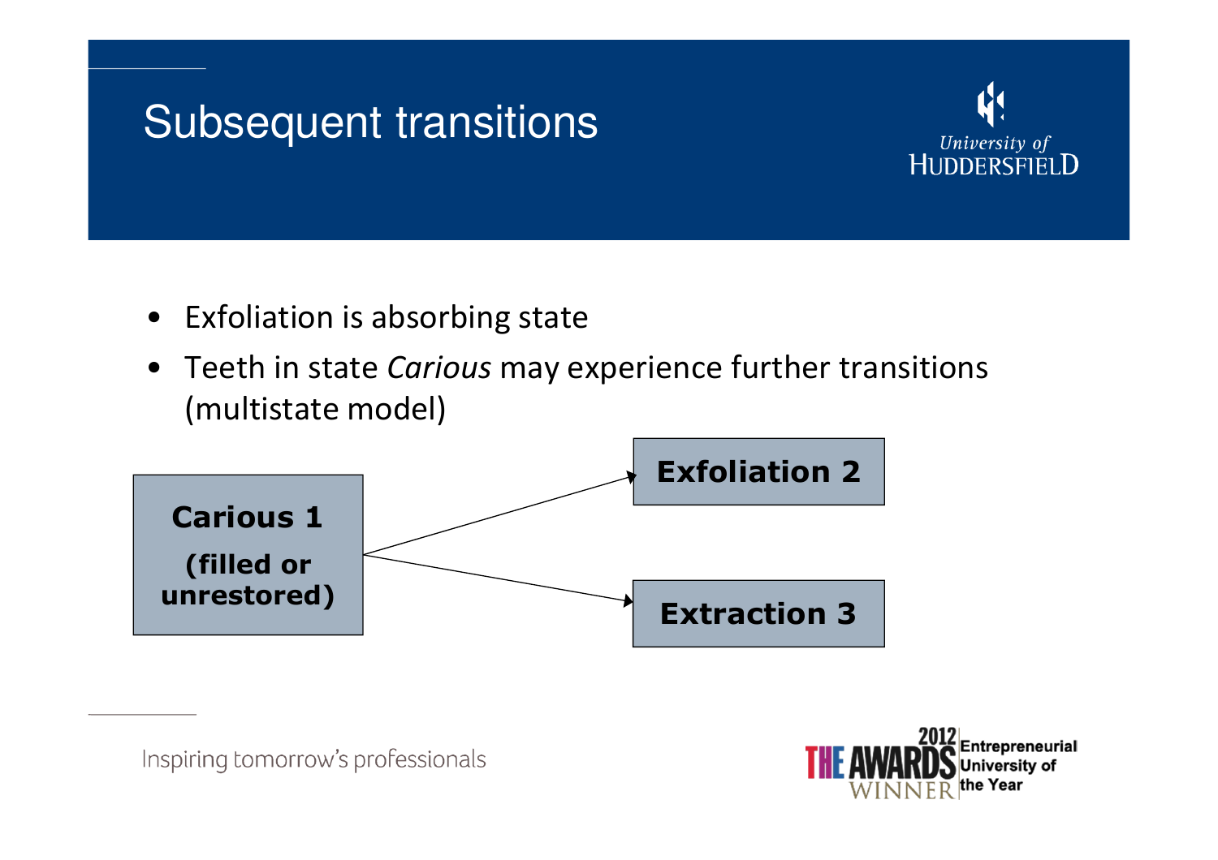# Subsequent transitions

- Exfoliation is absorbing state
- Teeth in state *Carious* may experience further transitions (multistate model)

**Carious 1**
**(filled or unrestored)**

→ **Exfoliation 2**

→ **Extraction 3**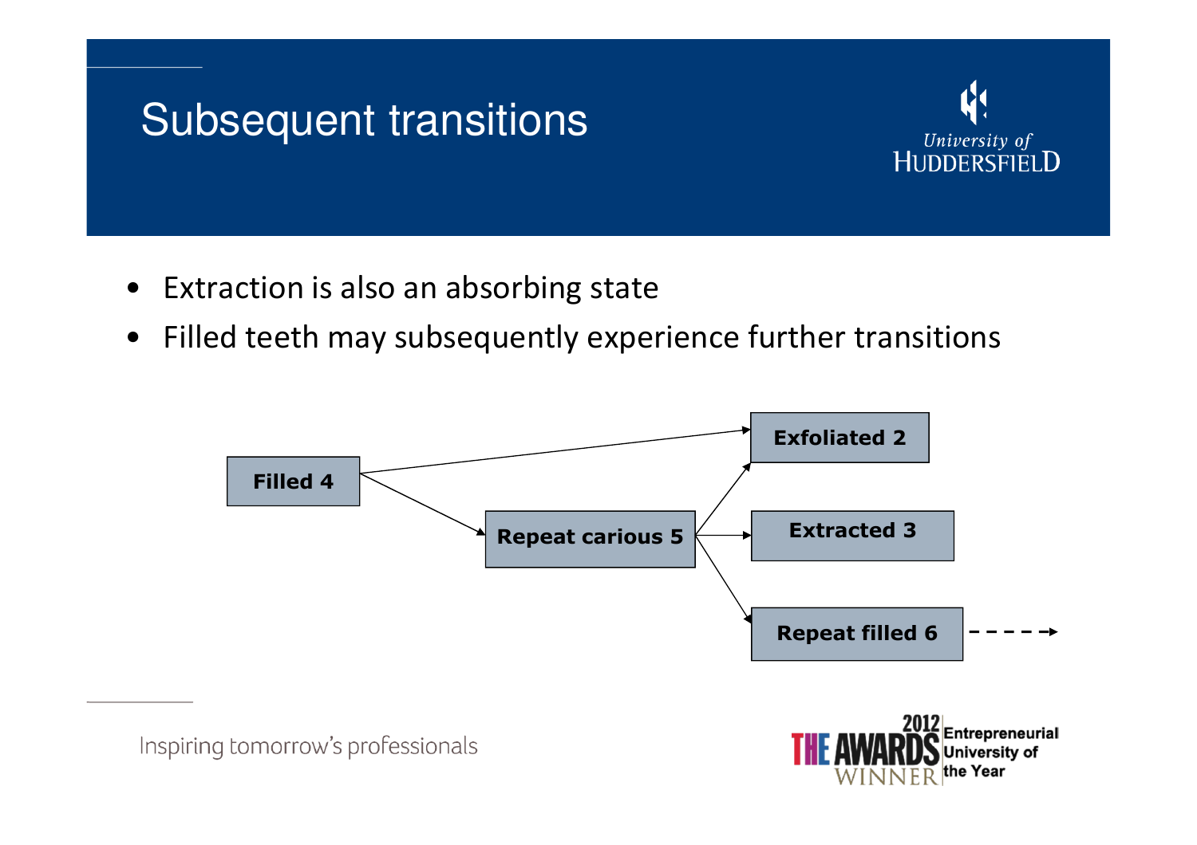# Subsequent transitions

- Extraction is also an absorbing state
- Filled teeth may subsequently experience further transitions

Filled 4

Exfoliated 2

Repeat carious 5

Extracted 3

Repeat filled 6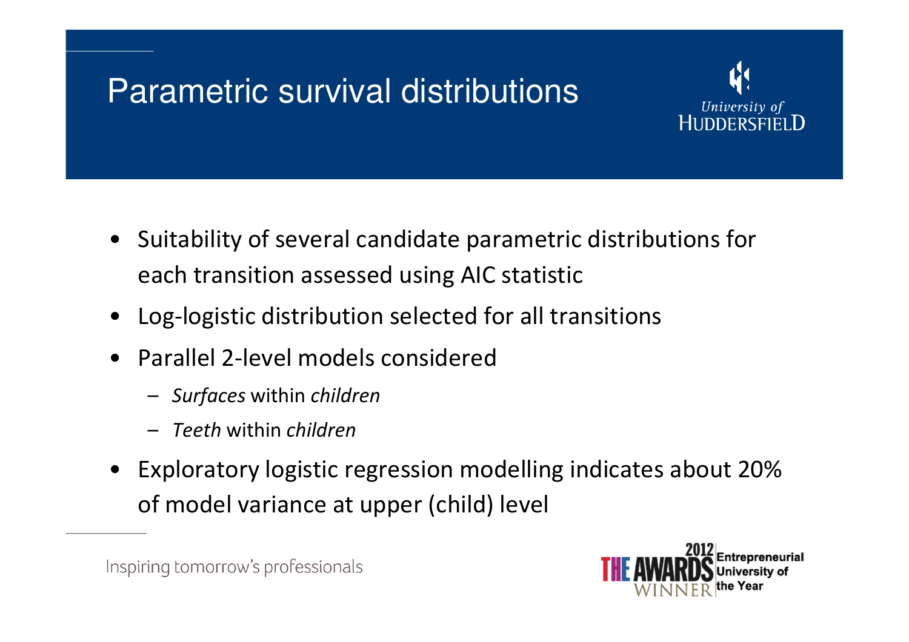# Parametric survival distributions

- Suitability of several candidate parametric distributions for each transition assessed using AIC statistic
- Log-logistic distribution selected for all transitions
- Parallel 2-level models considered
  - *Surfaces* within *children*
  - *Teeth* within *children*
- Exploratory logistic regression modelling indicates about 20% of model variance at upper (child) level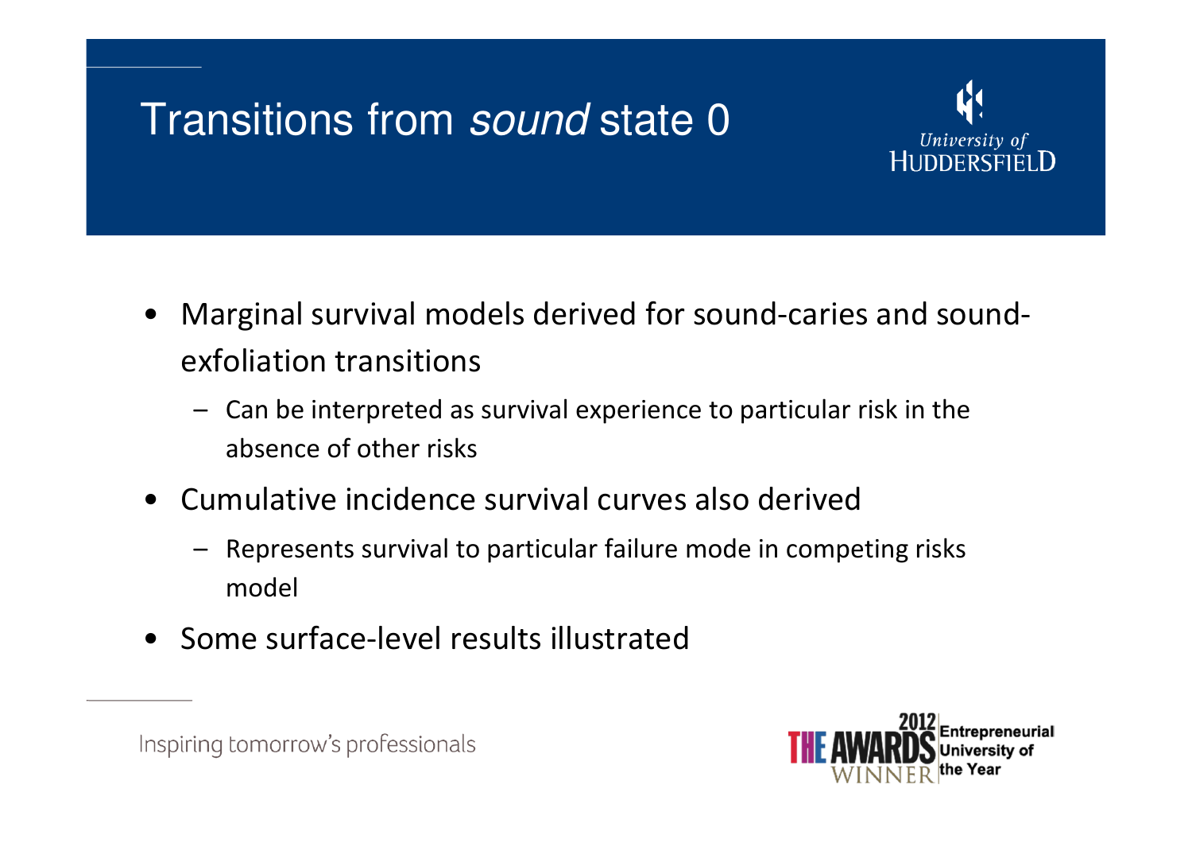# Transitions from *sound* state 0

- Marginal survival models derived for sound-caries and sound-exfoliation transitions
  - Can be interpreted as survival experience to particular risk in the absence of other risks
- Cumulative incidence survival curves also derived
  - Represents survival to particular failure mode in competing risks model
- Some surface-level results illustrated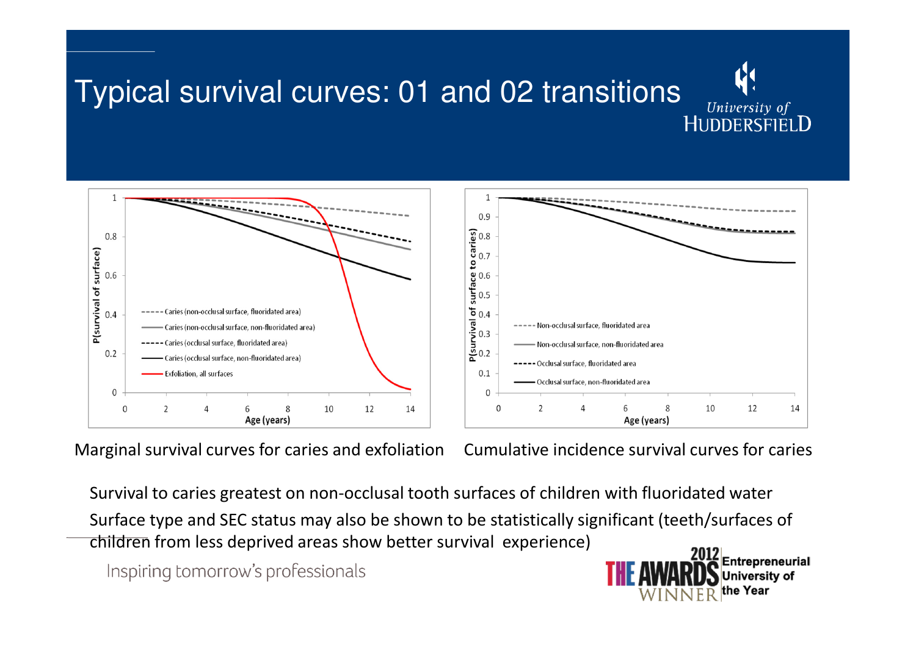# Typical survival curves: 01 and 02 transitions

Marginal survival curves for caries and exfoliation

Cumulative incidence survival curves for caries

Survival to caries greatest on non-occlusal tooth surfaces of children with fluoridated water

Surface type and SEC status may also be shown to be statistically significant (teeth/surfaces of children from less deprived areas show better survival experience)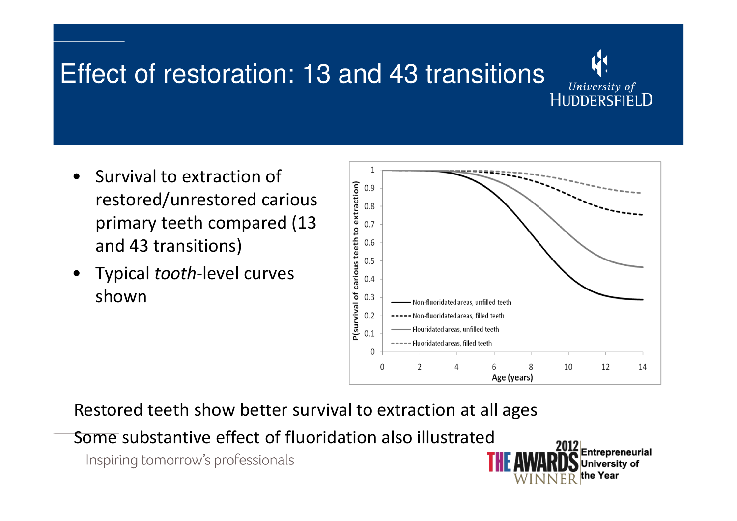# Effect of restoration: 13 and 43 transitions

- Survival to extraction of restored/unrestored carious primary teeth compared (13 and 43 transitions)
- Typical *tooth*-level curves shown

Restored teeth show better survival to extraction at all ages

Some substantive effect of fluoridation also illustrated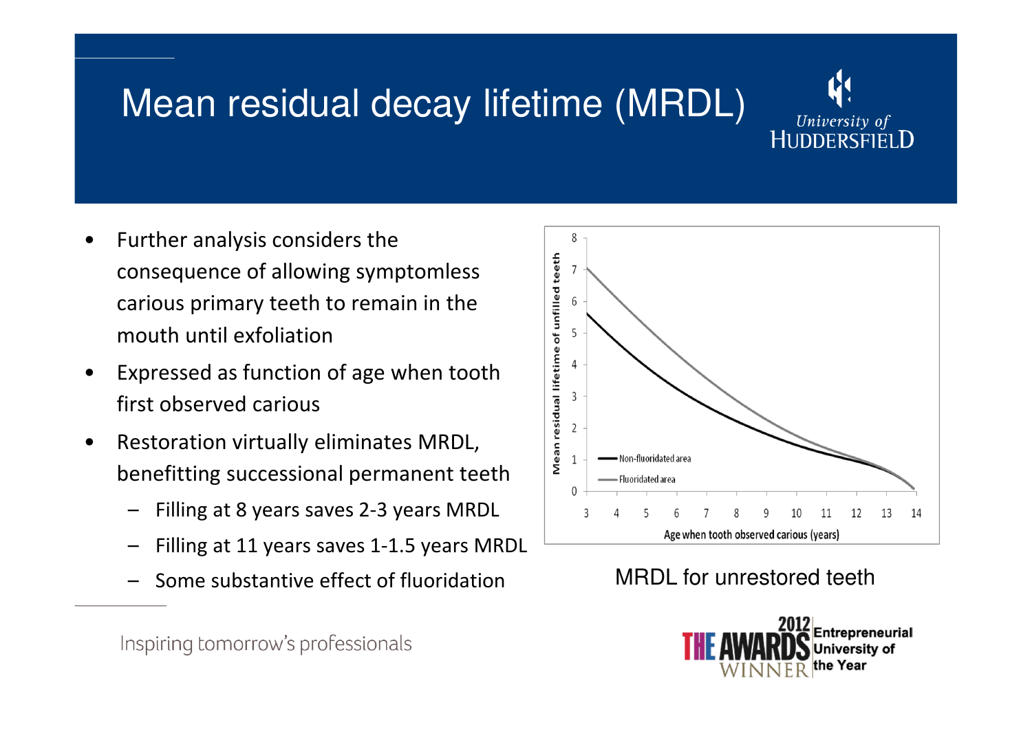# Mean residual decay lifetime (MRDL)

- Further analysis considers the consequence of allowing symptomless carious primary teeth to remain in the mouth until exfoliation
- Expressed as function of age when tooth first observed carious
- Restoration virtually eliminates MRDL, benefitting successional permanent teeth
  - Filling at 8 years saves 2-3 years MRDL
  - Filling at 11 years saves 1-1.5 years MRDL
  - Some substantive effect of fluoridation

MRDL for unrestored teeth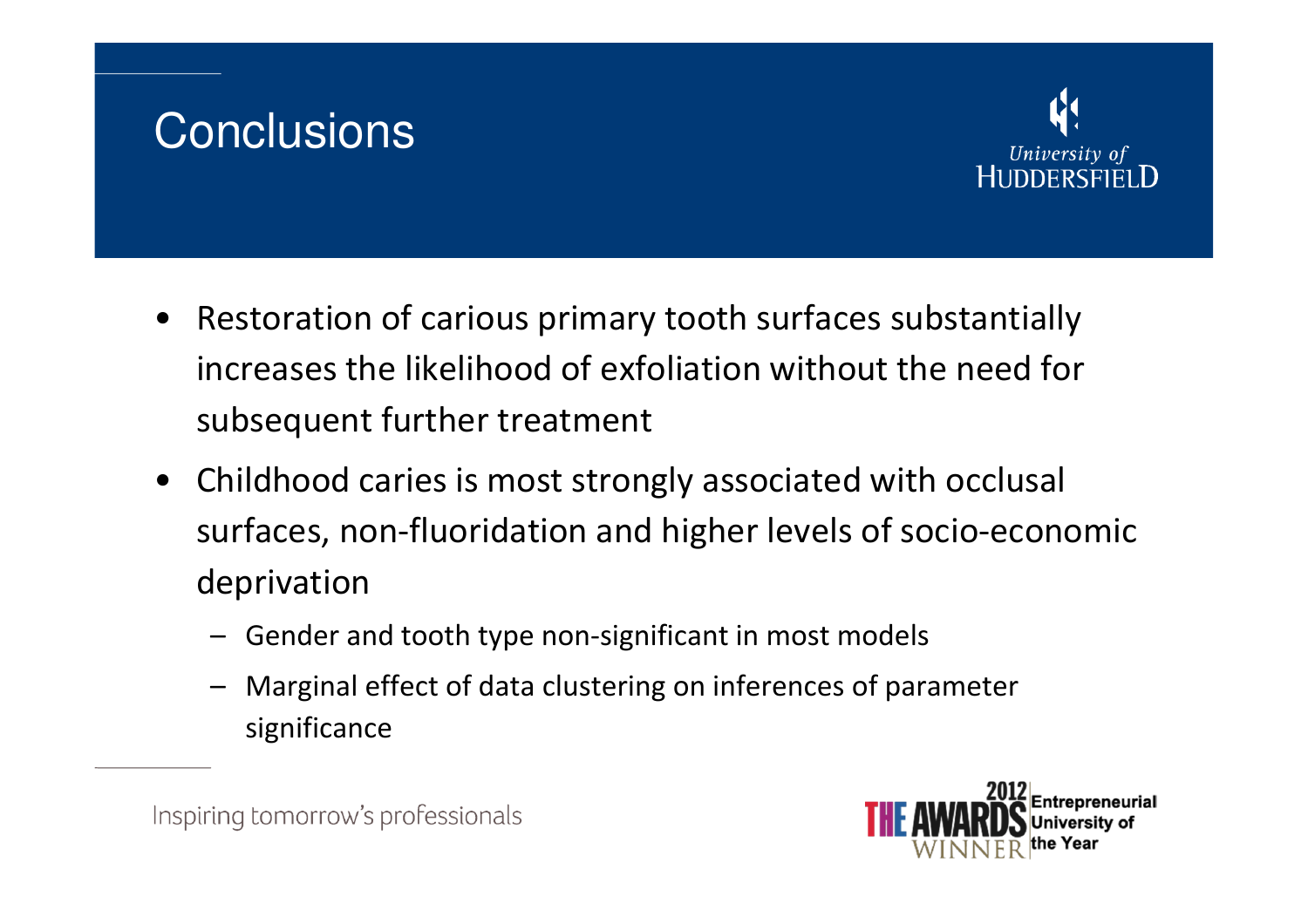# Conclusions

- Restoration of carious primary tooth surfaces substantially increases the likelihood of exfoliation without the need for subsequent further treatment
- Childhood caries is most strongly associated with occlusal surfaces, non-fluoridation and higher levels of socio-economic deprivation
  - Gender and tooth type non-significant in most models
  - Marginal effect of data clustering on inferences of parameter significance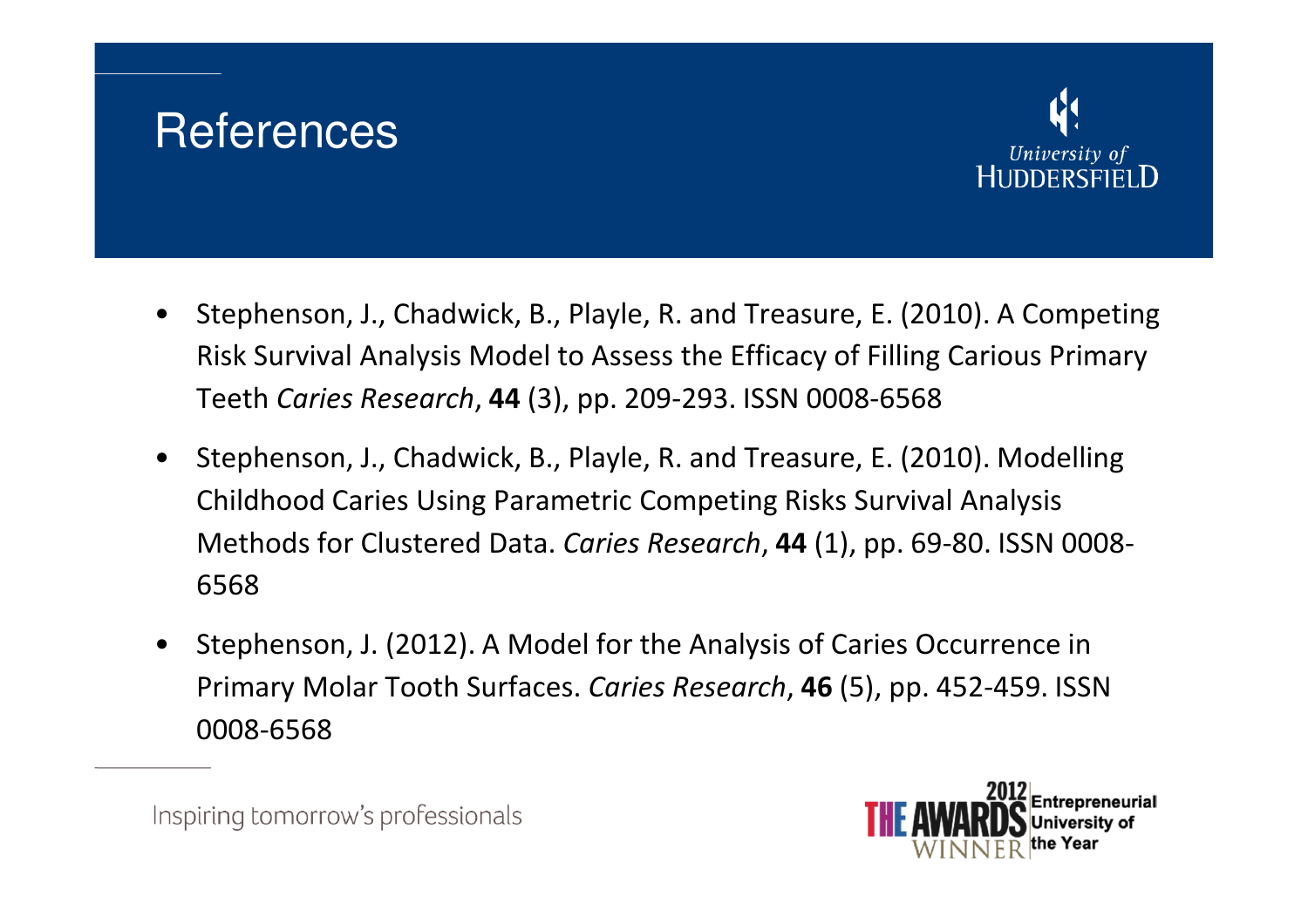# References

- Stephenson, J., Chadwick, B., Playle, R. and Treasure, E. (2010). A Competing Risk Survival Analysis Model to Assess the Efficacy of Filling Carious Primary Teeth *Caries Research*, **44** (3), pp. 209-293. ISSN 0008-6568
- Stephenson, J., Chadwick, B., Playle, R. and Treasure, E. (2010). Modelling Childhood Caries Using Parametric Competing Risks Survival Analysis Methods for Clustered Data. *Caries Research*, **44** (1), pp. 69-80. ISSN 0008-6568
- Stephenson, J. (2012). A Model for the Analysis of Caries Occurrence in Primary Molar Tooth Surfaces. *Caries Research*, **46** (5), pp. 452-459. ISSN 0008-6568